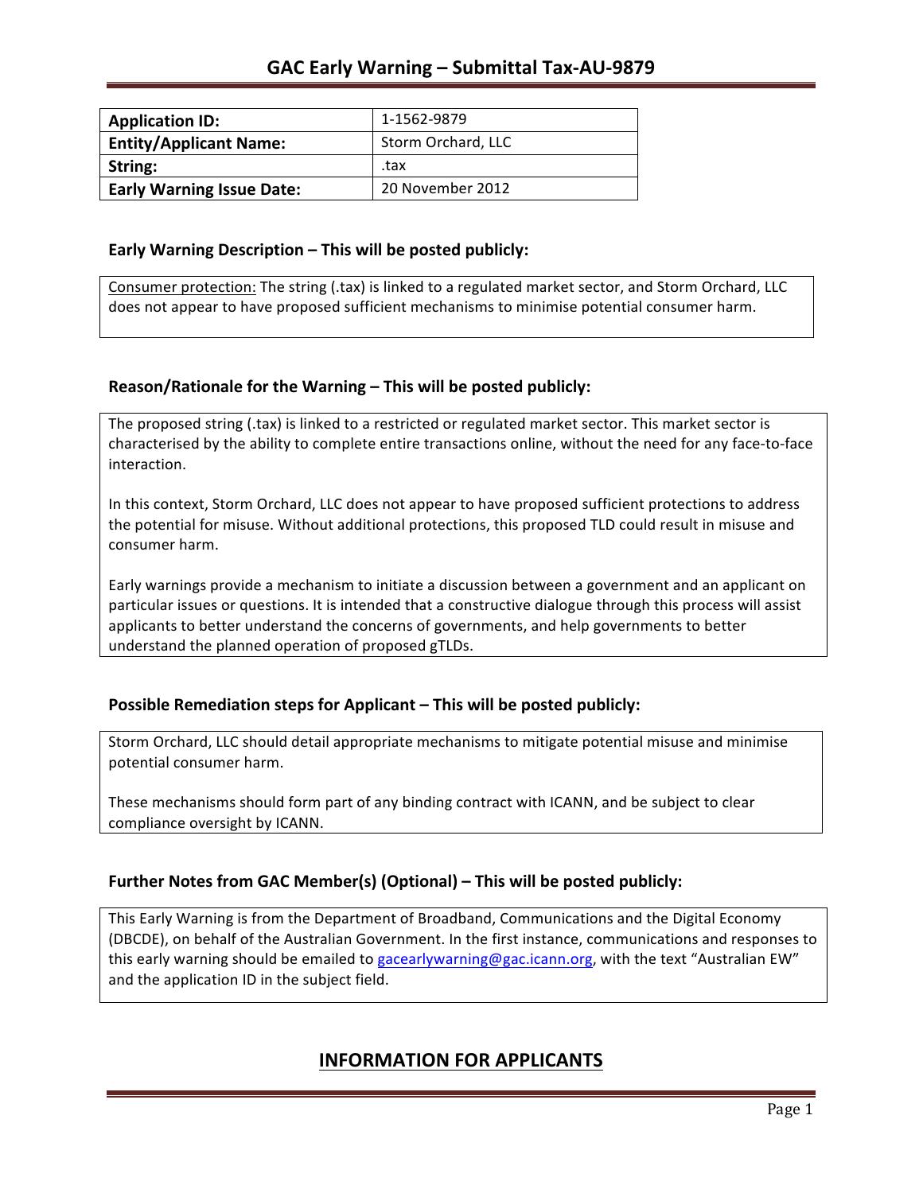# GAC Early Warning – Submittal Tax-AU-9879

| | |
|---|---|
| **Application ID:** | 1-1562-9879 |
| **Entity/Applicant Name:** | Storm Orchard, LLC |
| **String:** | .tax |
| **Early Warning Issue Date:** | 20 November 2012 |

### Early Warning Description – This will be posted publicly:

Consumer protection: The string (.tax) is linked to a regulated market sector, and Storm Orchard, LLC does not appear to have proposed sufficient mechanisms to minimise potential consumer harm.

### Reason/Rationale for the Warning – This will be posted publicly:

The proposed string (.tax) is linked to a restricted or regulated market sector. This market sector is characterised by the ability to complete entire transactions online, without the need for any face-to-face interaction.

In this context, Storm Orchard, LLC does not appear to have proposed sufficient protections to address the potential for misuse. Without additional protections, this proposed TLD could result in misuse and consumer harm.

Early warnings provide a mechanism to initiate a discussion between a government and an applicant on particular issues or questions. It is intended that a constructive dialogue through this process will assist applicants to better understand the concerns of governments, and help governments to better understand the planned operation of proposed gTLDs.

### Possible Remediation steps for Applicant – This will be posted publicly:

Storm Orchard, LLC should detail appropriate mechanisms to mitigate potential misuse and minimise potential consumer harm.

These mechanisms should form part of any binding contract with ICANN, and be subject to clear compliance oversight by ICANN.

### Further Notes from GAC Member(s) (Optional) – This will be posted publicly:

This Early Warning is from the Department of Broadband, Communications and the Digital Economy (DBCDE), on behalf of the Australian Government. In the first instance, communications and responses to this early warning should be emailed to gacearlywarning@gac.icann.org, with the text "Australian EW" and the application ID in the subject field.

## INFORMATION FOR APPLICANTS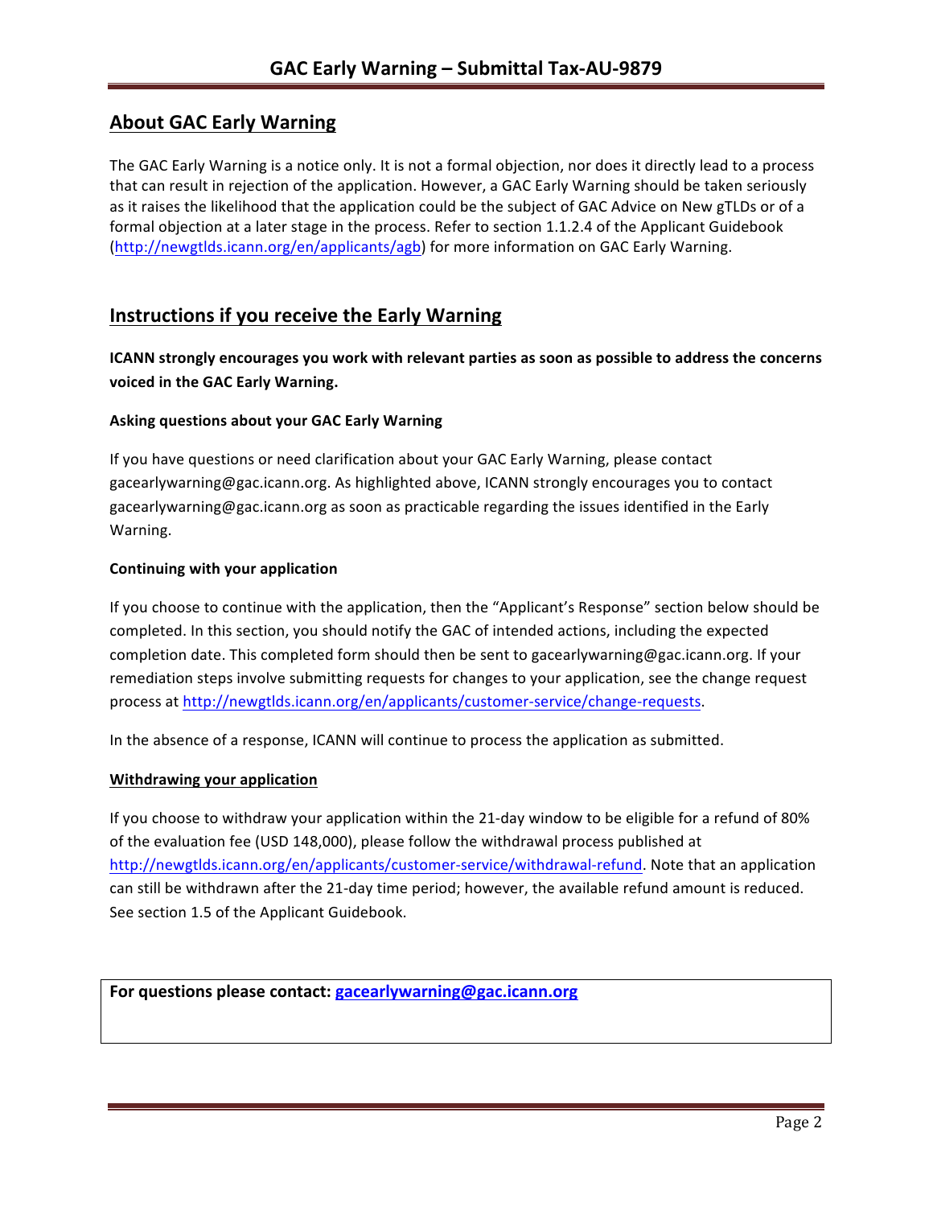## About GAC Early Warning

The GAC Early Warning is a notice only. It is not a formal objection, nor does it directly lead to a process that can result in rejection of the application. However, a GAC Early Warning should be taken seriously as it raises the likelihood that the application could be the subject of GAC Advice on New gTLDs or of a formal objection at a later stage in the process. Refer to section 1.1.2.4 of the Applicant Guidebook (http://newgtlds.icann.org/en/applicants/agb) for more information on GAC Early Warning.

## Instructions if you receive the Early Warning

**ICANN strongly encourages you work with relevant parties as soon as possible to address the concerns voiced in the GAC Early Warning.**

### Asking questions about your GAC Early Warning

If you have questions or need clarification about your GAC Early Warning, please contact gacearlywarning@gac.icann.org. As highlighted above, ICANN strongly encourages you to contact gacearlywarning@gac.icann.org as soon as practicable regarding the issues identified in the Early Warning.

### Continuing with your application

If you choose to continue with the application, then the "Applicant's Response" section below should be completed. In this section, you should notify the GAC of intended actions, including the expected completion date. This completed form should then be sent to gacearlywarning@gac.icann.org. If your remediation steps involve submitting requests for changes to your application, see the change request process at http://newgtlds.icann.org/en/applicants/customer-service/change-requests.

In the absence of a response, ICANN will continue to process the application as submitted.

### Withdrawing your application

If you choose to withdraw your application within the 21-day window to be eligible for a refund of 80% of the evaluation fee (USD 148,000), please follow the withdrawal process published at http://newgtlds.icann.org/en/applicants/customer-service/withdrawal-refund. Note that an application can still be withdrawn after the 21-day time period; however, the available refund amount is reduced. See section 1.5 of the Applicant Guidebook.

**For questions please contact: gacearlywarning@gac.icann.org**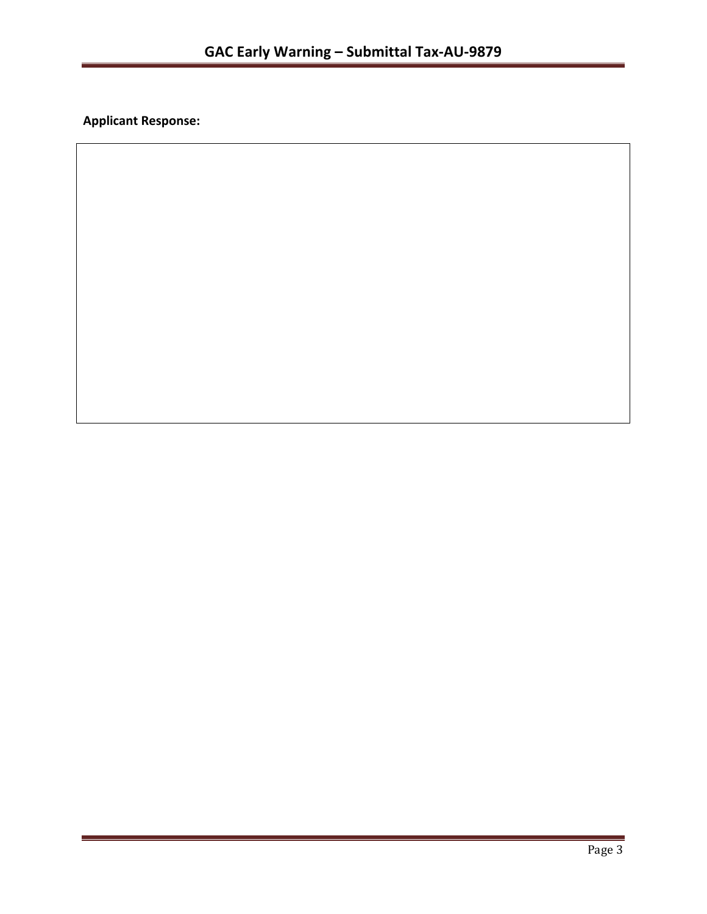**Applicant Response:**